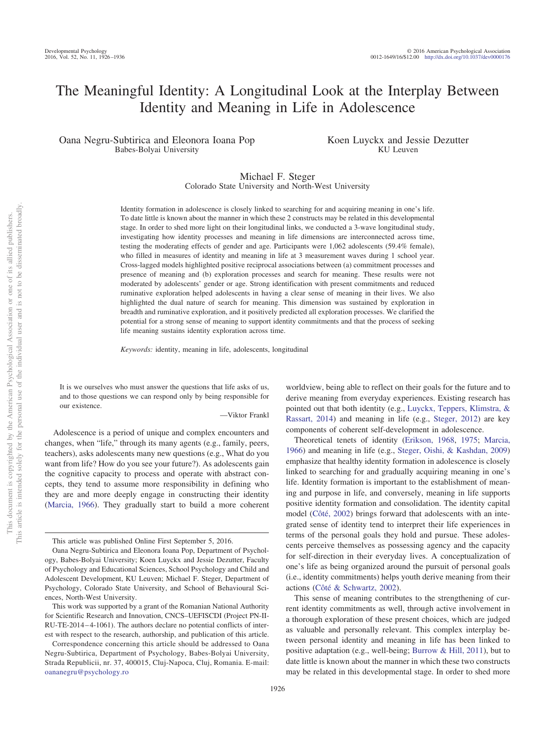# The Meaningful Identity: A Longitudinal Look at the Interplay Between Identity and Meaning in Life in Adolescence

Oana Negru-Subtirica and Eleonora Ioana Pop
Babes-Bolyai University

Koen Luyckx and Jessie Dezutter
KU Leuven

Michael F. Steger
Colorado State University and North-West University

Identity formation in adolescence is closely linked to searching for and acquiring meaning in one's life. To date little is known about the manner in which these 2 constructs may be related in this developmental stage. In order to shed more light on their longitudinal links, we conducted a 3-wave longitudinal study, investigating how identity processes and meaning in life dimensions are interconnected across time, testing the moderating effects of gender and age. Participants were 1,062 adolescents (59.4% female), who filled in measures of identity and meaning in life at 3 measurement waves during 1 school year. Cross-lagged models highlighted positive reciprocal associations between (a) commitment processes and presence of meaning and (b) exploration processes and search for meaning. These results were not moderated by adolescents' gender or age. Strong identification with present commitments and reduced ruminative exploration helped adolescents in having a clear sense of meaning in their lives. We also highlighted the dual nature of search for meaning. This dimension was sustained by exploration in breadth and ruminative exploration, and it positively predicted all exploration processes. We clarified the potential for a strong sense of meaning to support identity commitments and that the process of seeking life meaning sustains identity exploration across time.

*Keywords:* identity, meaning in life, adolescents, longitudinal

> It is we ourselves who must answer the questions that life asks of us, and to those questions we can respond only by being responsible for our existence.
>
> —Viktor Frankl

Adolescence is a period of unique and complex encounters and changes, when "life," through its many agents (e.g., family, peers, teachers), asks adolescents many new questions (e.g., What do you want from life? How do you see your future?). As adolescents gain the cognitive capacity to process and operate with abstract concepts, they tend to assume more responsibility in defining who they are and more deeply engage in constructing their identity (Marcia, 1966). They gradually start to build a more coherent worldview, being able to reflect on their goals for the future and to derive meaning from everyday experiences. Existing research has pointed out that both identity (e.g., Luyckx, Teppers, Klimstra, & Rassart, 2014) and meaning in life (e.g., Steger, 2012) are key components of coherent self-development in adolescence.

Theoretical tenets of identity (Erikson, 1968, 1975; Marcia, 1966) and meaning in life (e.g., Steger, Oishi, & Kashdan, 2009) emphasize that healthy identity formation in adolescence is closely linked to searching for and gradually acquiring meaning in one's life. Identity formation is important to the establishment of meaning and purpose in life, and conversely, meaning in life supports positive identity formation and consolidation. The identity capital model (Côté, 2002) brings forward that adolescents with an integrated sense of identity tend to interpret their life experiences in terms of the personal goals they hold and pursue. These adolescents perceive themselves as possessing agency and the capacity for self-direction in their everyday lives. A conceptualization of one's life as being organized around the pursuit of personal goals (i.e., identity commitments) helps youth derive meaning from their actions (Côté & Schwartz, 2002).

This sense of meaning contributes to the strengthening of current identity commitments as well, through active involvement in a thorough exploration of these present choices, which are judged as valuable and personally relevant. This complex interplay between personal identity and meaning in life has been linked to positive adaptation (e.g., well-being; Burrow & Hill, 2011), but to date little is known about the manner in which these two constructs may be related in this developmental stage. In order to shed more

---

This article was published Online First September 5, 2016.

Oana Negru-Subtirica and Eleonora Ioana Pop, Department of Psychology, Babes-Bolyai University; Koen Luyckx and Jessie Dezutter, Faculty of Psychology and Educational Sciences, School Psychology and Child and Adolescent Development, KU Leuven; Michael F. Steger, Department of Psychology, Colorado State University, and School of Behavioural Sciences, North-West University.

This work was supported by a grant of the Romanian National Authority for Scientific Research and Innovation, CNCS–UEFISCDI (Project PN-II-RU-TE-2014–4-1061). The authors declare no potential conflicts of interest with respect to the research, authorship, and publication of this article.

Correspondence concerning this article should be addressed to Oana Negru-Subtirica, Department of Psychology, Babes-Bolyai University, Strada Republicii, nr. 37, 400015, Cluj-Napoca, Cluj, Romania. E-mail: oananegru@psychology.ro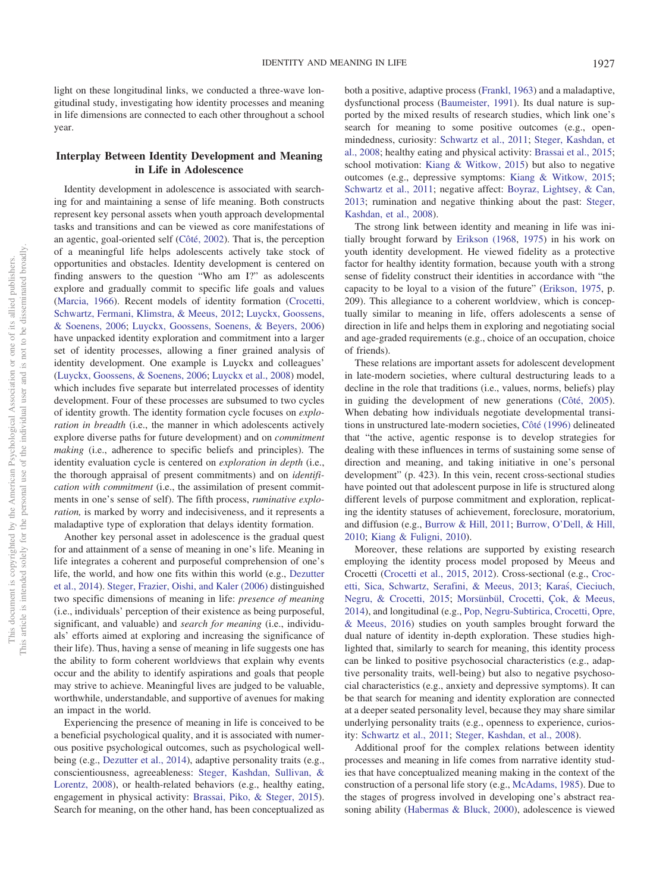light on these longitudinal links, we conducted a three-wave longitudinal study, investigating how identity processes and meaning in life dimensions are connected to each other throughout a school year.

## Interplay Between Identity Development and Meaning in Life in Adolescence

Identity development in adolescence is associated with searching for and maintaining a sense of life meaning. Both constructs represent key personal assets when youth approach developmental tasks and transitions and can be viewed as core manifestations of an agentic, goal-oriented self (Côté, 2002). That is, the perception of a meaningful life helps adolescents actively take stock of opportunities and obstacles. Identity development is centered on finding answers to the question "Who am I?" as adolescents explore and gradually commit to specific life goals and values (Marcia, 1966). Recent models of identity formation (Crocetti, Schwartz, Fermani, Klimstra, & Meeus, 2012; Luyckx, Goossens, & Soenens, 2006; Luyckx, Goossens, Soenens, & Beyers, 2006) have unpacked identity exploration and commitment into a larger set of identity processes, allowing a finer grained analysis of identity development. One example is Luyckx and colleagues' (Luyckx, Goossens, & Soenens, 2006; Luyckx et al., 2008) model, which includes five separate but interrelated processes of identity development. Four of these processes are subsumed to two cycles of identity growth. The identify formation cycle focuses on *exploration in breadth* (i.e., the manner in which adolescents actively explore diverse paths for future development) and on *commitment making* (i.e., adherence to specific beliefs and principles). The identity evaluation cycle is centered on *exploration in depth* (i.e., the thorough appraisal of present commitments) and on *identification with commitment* (i.e., the assimilation of present commitments in one's sense of self). The fifth process, *ruminative exploration,* is marked by worry and indecisiveness, and it represents a maladaptive type of exploration that delays identity formation.

Another key personal asset in adolescence is the gradual quest for and attainment of a sense of meaning in one's life. Meaning in life integrates a coherent and purposeful comprehension of one's life, the world, and how one fits within this world (e.g., Dezutter et al., 2014). Steger, Frazier, Oishi, and Kaler (2006) distinguished two specific dimensions of meaning in life: *presence of meaning* (i.e., individuals' perception of their existence as being purposeful, significant, and valuable) and *search for meaning* (i.e., individuals' efforts aimed at exploring and increasing the significance of their life). Thus, having a sense of meaning in life suggests one has the ability to form coherent worldviews that explain why events occur and the ability to identify aspirations and goals that people may strive to achieve. Meaningful lives are judged to be valuable, worthwhile, understandable, and supportive of avenues for making an impact in the world.

Experiencing the presence of meaning in life is conceived to be a beneficial psychological quality, and it is associated with numerous positive psychological outcomes, such as psychological well-being (e.g., Dezutter et al., 2014), adaptive personality traits (e.g., conscientiousness, agreeableness: Steger, Kashdan, Sullivan, & Lorentz, 2008), or health-related behaviors (e.g., healthy eating, engagement in physical activity: Brassai, Piko, & Steger, 2015). Search for meaning, on the other hand, has been conceptualized as both a positive, adaptive process (Frankl, 1963) and a maladaptive, dysfunctional process (Baumeister, 1991). Its dual nature is supported by the mixed results of research studies, which link one's search for meaning to some positive outcomes (e.g., open-mindedness, curiosity: Schwartz et al., 2011; Steger, Kashdan, et al., 2008; healthy eating and physical activity: Brassai et al., 2015; school motivation: Kiang & Witkow, 2015) but also to negative outcomes (e.g., depressive symptoms: Kiang & Witkow, 2015; Schwartz et al., 2011; negative affect: Boyraz, Lightsey, & Can, 2013; rumination and negative thinking about the past: Steger, Kashdan, et al., 2008).

The strong link between identity and meaning in life was initially brought forward by Erikson (1968, 1975) in his work on youth identity development. He viewed fidelity as a protective factor for healthy identity formation, because youth with a strong sense of fidelity construct their identities in accordance with "the capacity to be loyal to a vision of the future" (Erikson, 1975, p. 209). This allegiance to a coherent worldview, which is conceptually similar to meaning in life, offers adolescents a sense of direction in life and helps them in exploring and negotiating social and age-graded requirements (e.g., choice of an occupation, choice of friends).

These relations are important assets for adolescent development in late-modern societies, where cultural destructuring leads to a decline in the role that traditions (i.e., values, norms, beliefs) play in guiding the development of new generations (Côté, 2005). When debating how individuals negotiate developmental transitions in unstructured late-modern societies, Côté (1996) delineated that "the active, agentic response is to develop strategies for dealing with these influences in terms of sustaining some sense of direction and meaning, and taking initiative in one's personal development" (p. 423). In this vein, recent cross-sectional studies have pointed out that adolescent purpose in life is structured along different levels of purpose commitment and exploration, replicating the identity statuses of achievement, foreclosure, moratorium, and diffusion (e.g., Burrow & Hill, 2011; Burrow, O'Dell, & Hill, 2010; Kiang & Fuligni, 2010).

Moreover, these relations are supported by existing research employing the identity process model proposed by Meeus and Crocetti (Crocetti et al., 2015, 2012). Cross-sectional (e.g., Crocetti, Sica, Schwartz, Serafini, & Meeus, 2013; Karaś, Cieciuch, Negru, & Crocetti, 2015; Morsünbül, Crocetti, Çok, & Meeus, 2014), and longitudinal (e.g., Pop, Negru-Subtirica, Crocetti, Opre, & Meeus, 2016) studies on youth samples brought forward the dual nature of identity in-depth exploration. These studies highlighted that, similarly to search for meaning, this identity process can be linked to positive psychosocial characteristics (e.g., adaptive personality traits, well-being) but also to negative psychosocial characteristics (e.g., anxiety and depressive symptoms). It can be that search for meaning and identity exploration are connected at a deeper seated personality level, because they may share similar underlying personality traits (e.g., openness to experience, curiosity: Schwartz et al., 2011; Steger, Kashdan, et al., 2008).

Additional proof for the complex relations between identity processes and meaning in life comes from narrative identity studies that have conceptualized meaning making in the context of the construction of a personal life story (e.g., McAdams, 1985). Due to the stages of progress involved in developing one's abstract reasoning ability (Habermas & Bluck, 2000), adolescence is viewed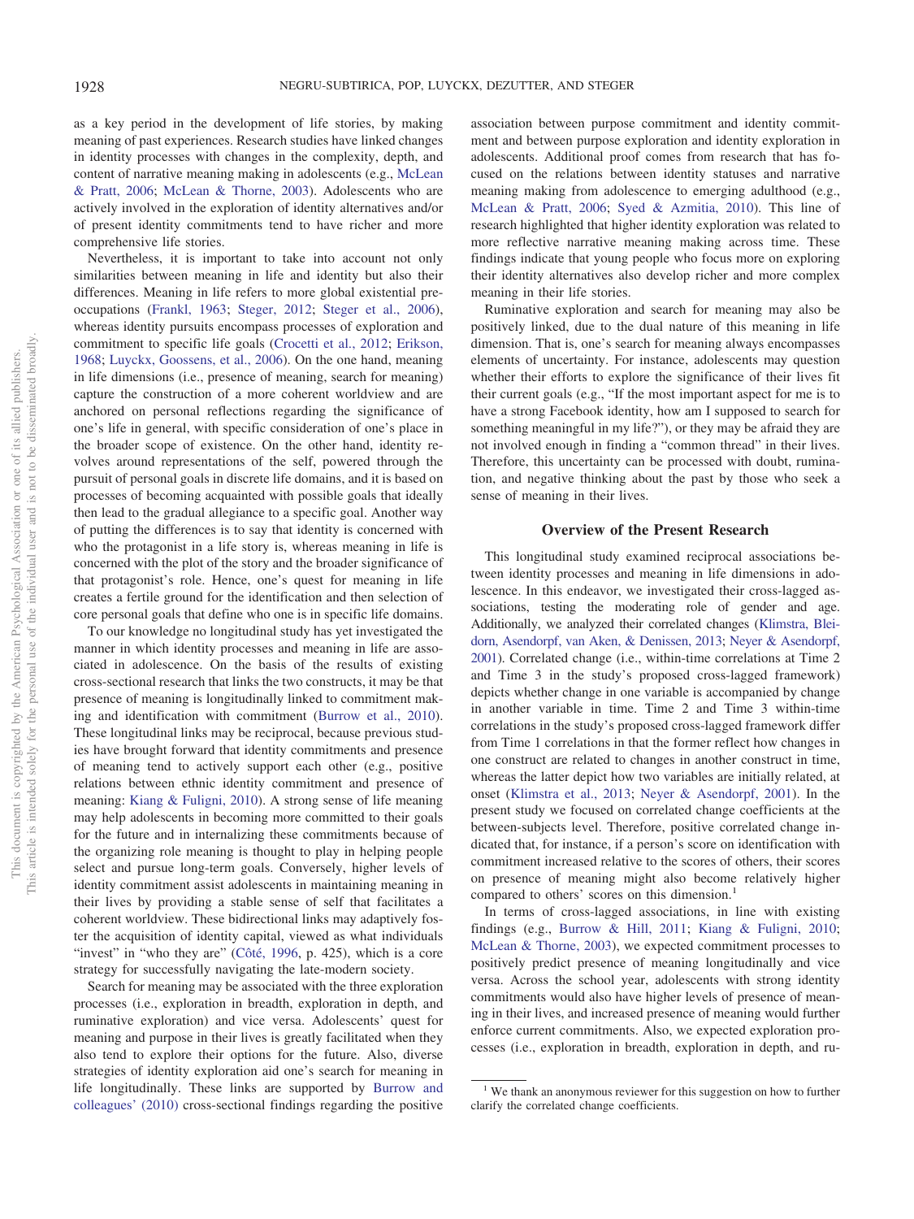as a key period in the development of life stories, by making meaning of past experiences. Research studies have linked changes in identity processes with changes in the complexity, depth, and content of narrative meaning making in adolescents (e.g., McLean & Pratt, 2006; McLean & Thorne, 2003). Adolescents who are actively involved in the exploration of identity alternatives and/or of present identity commitments tend to have richer and more comprehensive life stories.

Nevertheless, it is important to take into account not only similarities between meaning in life and identity but also their differences. Meaning in life refers to more global existential preoccupations (Frankl, 1963; Steger, 2012; Steger et al., 2006), whereas identity pursuits encompass processes of exploration and commitment to specific life goals (Crocetti et al., 2012; Erikson, 1968; Luyckx, Goossens, et al., 2006). On the one hand, meaning in life dimensions (i.e., presence of meaning, search for meaning) capture the construction of a more coherent worldview and are anchored on personal reflections regarding the significance of one's life in general, with specific consideration of one's place in the broader scope of existence. On the other hand, identity revolves around representations of the self, powered through the pursuit of personal goals in discrete life domains, and it is based on processes of becoming acquainted with possible goals that ideally then lead to the gradual allegiance to a specific goal. Another way of putting the differences is to say that identity is concerned with who the protagonist in a life story is, whereas meaning in life is concerned with the plot of the story and the broader significance of that protagonist's role. Hence, one's quest for meaning in life creates a fertile ground for the identification and then selection of core personal goals that define who one is in specific life domains.

To our knowledge no longitudinal study has yet investigated the manner in which identity processes and meaning in life are associated in adolescence. On the basis of the results of existing cross-sectional research that links the two constructs, it may be that presence of meaning is longitudinally linked to commitment making and identification with commitment (Burrow et al., 2010). These longitudinal links may be reciprocal, because previous studies have brought forward that identity commitments and presence of meaning tend to actively support each other (e.g., positive relations between ethnic identity commitment and presence of meaning: Kiang & Fuligni, 2010). A strong sense of life meaning may help adolescents in becoming more committed to their goals for the future and in internalizing these commitments because of the organizing role meaning is thought to play in helping people select and pursue long-term goals. Conversely, higher levels of identity commitment assist adolescents in maintaining meaning in their lives by providing a stable sense of self that facilitates a coherent worldview. These bidirectional links may adaptively foster the acquisition of identity capital, viewed as what individuals "invest" in "who they are" (Côté, 1996, p. 425), which is a core strategy for successfully navigating the late-modern society.

Search for meaning may be associated with the three exploration processes (i.e., exploration in breadth, exploration in depth, and ruminative exploration) and vice versa. Adolescents' quest for meaning and purpose in their lives is greatly facilitated when they also tend to explore their options for the future. Also, diverse strategies of identity exploration aid one's search for meaning in life longitudinally. These links are supported by Burrow and colleagues' (2010) cross-sectional findings regarding the positive association between purpose commitment and identity commitment and between purpose exploration and identity exploration in adolescents. Additional proof comes from research that has focused on the relations between identity statuses and narrative meaning making from adolescence to emerging adulthood (e.g., McLean & Pratt, 2006; Syed & Azmitia, 2010). This line of research highlighted that higher identity exploration was related to more reflective narrative meaning making across time. These findings indicate that young people who focus more on exploring their identity alternatives also develop richer and more complex meaning in their life stories.

Ruminative exploration and search for meaning may also be positively linked, due to the dual nature of this meaning in life dimension. That is, one's search for meaning always encompasses elements of uncertainty. For instance, adolescents may question whether their efforts to explore the significance of their lives fit their current goals (e.g., "If the most important aspect for me is to have a strong Facebook identity, how am I supposed to search for something meaningful in my life?"), or they may be afraid they are not involved enough in finding a "common thread" in their lives. Therefore, this uncertainty can be processed with doubt, rumination, and negative thinking about the past by those who seek a sense of meaning in their lives.

## Overview of the Present Research

This longitudinal study examined reciprocal associations between identity processes and meaning in life dimensions in adolescence. In this endeavor, we investigated their cross-lagged associations, testing the moderating role of gender and age. Additionally, we analyzed their correlated changes (Klimstra, Bleidorn, Asendorpf, van Aken, & Denissen, 2013; Neyer & Asendorpf, 2001). Correlated change (i.e., within-time correlations at Time 2 and Time 3 in the study's proposed cross-lagged framework) depicts whether change in one variable is accompanied by change in another variable in time. Time 2 and Time 3 within-time correlations in the study's proposed cross-lagged framework differ from Time 1 correlations in that the former reflect how changes in one construct are related to changes in another construct in time, whereas the latter depict how two variables are initially related, at onset (Klimstra et al., 2013; Neyer & Asendorpf, 2001). In the present study we focused on correlated change coefficients at the between-subjects level. Therefore, positive correlated change indicated that, for instance, if a person's score on identification with commitment increased relative to the scores of others, their scores on presence of meaning might also become relatively higher compared to others' scores on this dimension.[1]

In terms of cross-lagged associations, in line with existing findings (e.g., Burrow & Hill, 2011; Kiang & Fuligni, 2010; McLean & Thorne, 2003), we expected commitment processes to positively predict presence of meaning longitudinally and vice versa. Across the school year, adolescents with strong identity commitments would also have higher levels of presence of meaning in their lives, and increased presence of meaning would further enforce current commitments. Also, we expected exploration processes (i.e., exploration in breadth, exploration in depth, and ru-

[1] We thank an anonymous reviewer for this suggestion on how to further clarify the correlated change coefficients.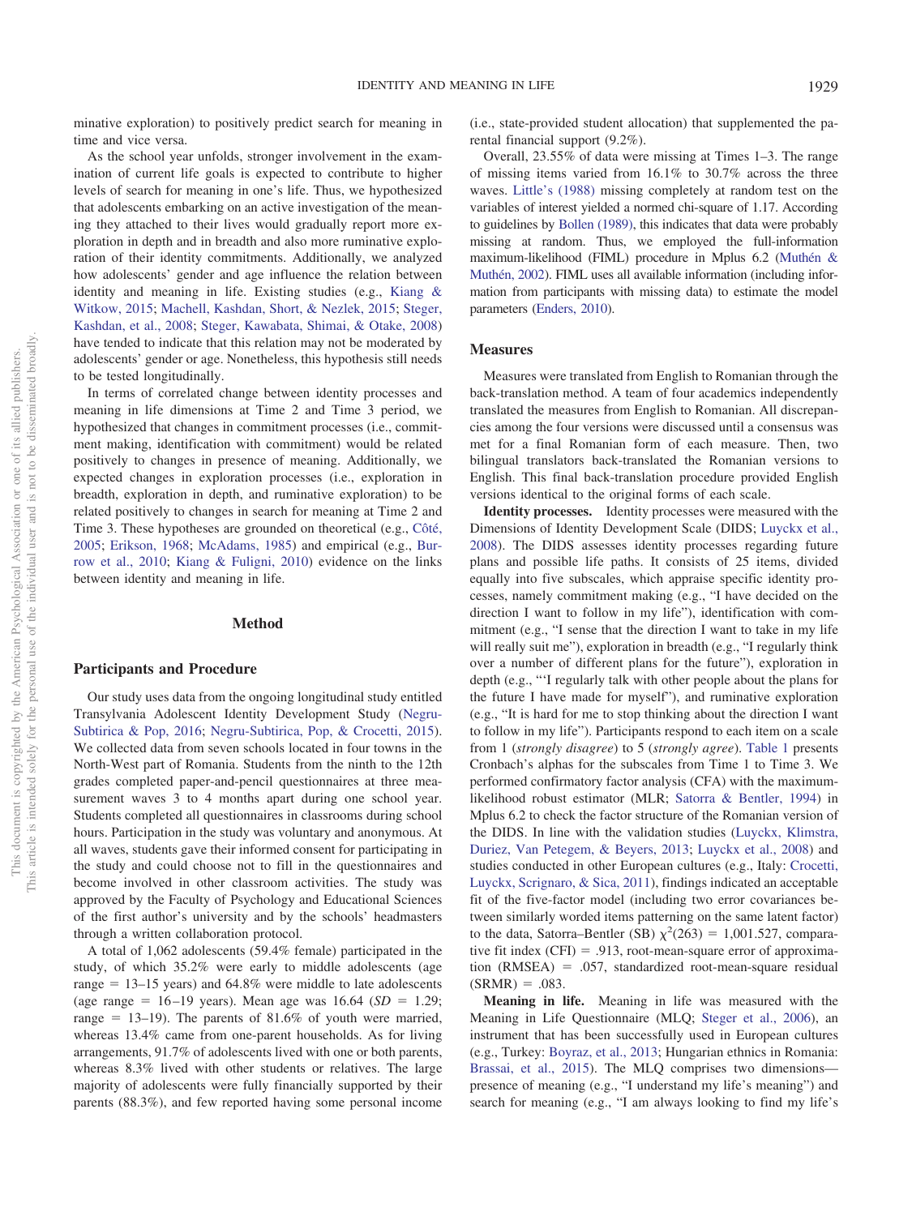minative exploration) to positively predict search for meaning in time and vice versa.

As the school year unfolds, stronger involvement in the examination of current life goals is expected to contribute to higher levels of search for meaning in one's life. Thus, we hypothesized that adolescents embarking on an active investigation of the meaning they attached to their lives would gradually report more exploration in depth and in breadth and also more ruminative exploration of their identity commitments. Additionally, we analyzed how adolescents' gender and age influence the relation between identity and meaning in life. Existing studies (e.g., Kiang & Witkow, 2015; Machell, Kashdan, Short, & Nezlek, 2015; Steger, Kashdan, et al., 2008; Steger, Kawabata, Shimai, & Otake, 2008) have tended to indicate that this relation may not be moderated by adolescents' gender or age. Nonetheless, this hypothesis still needs to be tested longitudinally.

In terms of correlated change between identity processes and meaning in life dimensions at Time 2 and Time 3 period, we hypothesized that changes in commitment processes (i.e., commitment making, identification with commitment) would be related positively to changes in presence of meaning. Additionally, we expected changes in exploration processes (i.e., exploration in breadth, exploration in depth, and ruminative exploration) to be related positively to changes in search for meaning at Time 2 and Time 3. These hypotheses are grounded on theoretical (e.g., Côté, 2005; Erikson, 1968; McAdams, 1985) and empirical (e.g., Burrow et al., 2010; Kiang & Fuligni, 2010) evidence on the links between identity and meaning in life.

## Method

### Participants and Procedure

Our study uses data from the ongoing longitudinal study entitled Transylvania Adolescent Identity Development Study (Negru-Subtirica & Pop, 2016; Negru-Subtirica, Pop, & Crocetti, 2015). We collected data from seven schools located in four towns in the North-West part of Romania. Students from the ninth to the 12th grades completed paper-and-pencil questionnaires at three measurement waves 3 to 4 months apart during one school year. Students completed all questionnaires in classrooms during school hours. Participation in the study was voluntary and anonymous. At all waves, students gave their informed consent for participating in the study and could choose not to fill in the questionnaires and become involved in other classroom activities. The study was approved by the Faculty of Psychology and Educational Sciences of the first author's university and by the schools' headmasters through a written collaboration protocol.

A total of 1,062 adolescents (59.4% female) participated in the study, of which 35.2% were early to middle adolescents (age range = 13–15 years) and 64.8% were middle to late adolescents (age range = 16–19 years). Mean age was 16.64 ($SD$ = 1.29; range = 13–19). The parents of 81.6% of youth were married, whereas 13.4% came from one-parent households. As for living arrangements, 91.7% of adolescents lived with one or both parents, whereas 8.3% lived with other students or relatives. The large majority of adolescents were fully financially supported by their parents (88.3%), and few reported having some personal income (i.e., state-provided student allocation) that supplemented the parental financial support (9.2%).

Overall, 23.55% of data were missing at Times 1–3. The range of missing items varied from 16.1% to 30.7% across the three waves. Little's (1988) missing completely at random test on the variables of interest yielded a normed chi-square of 1.17. According to guidelines by Bollen (1989), this indicates that data were probably missing at random. Thus, we employed the full-information maximum-likelihood (FIML) procedure in Mplus 6.2 (Muthén & Muthén, 2002). FIML uses all available information (including information from participants with missing data) to estimate the model parameters (Enders, 2010).

### Measures

Measures were translated from English to Romanian through the back-translation method. A team of four academics independently translated the measures from English to Romanian. All discrepancies among the four versions were discussed until a consensus was met for a final Romanian form of each measure. Then, two bilingual translators back-translated the Romanian versions to English. This final back-translation procedure provided English versions identical to the original forms of each scale.

**Identity processes.** Identity processes were measured with the Dimensions of Identity Development Scale (DIDS; Luyckx et al., 2008). The DIDS assesses identity processes regarding future plans and possible life paths. It consists of 25 items, divided equally into five subscales, which appraise specific identity processes, namely commitment making (e.g., "I have decided on the direction I want to follow in my life"), identification with commitment (e.g., "I sense that the direction I want to take in my life will really suit me"), exploration in breadth (e.g., "I regularly think over a number of different plans for the future"), exploration in depth (e.g., "'I regularly talk with other people about the plans for the future I have made for myself"), and ruminative exploration (e.g., "It is hard for me to stop thinking about the direction I want to follow in my life"). Participants respond to each item on a scale from 1 (*strongly disagree*) to 5 (*strongly agree*). Table 1 presents Cronbach's alphas for the subscales from Time 1 to Time 3. We performed confirmatory factor analysis (CFA) with the maximum-likelihood robust estimator (MLR; Satorra & Bentler, 1994) in Mplus 6.2 to check the factor structure of the Romanian version of the DIDS. In line with the validation studies (Luyckx, Klimstra, Duriez, Van Petegem, & Beyers, 2013; Luyckx et al., 2008) and studies conducted in other European cultures (e.g., Italy: Crocetti, Luyckx, Scrignaro, & Sica, 2011), findings indicated an acceptable fit of the five-factor model (including two error covariances between similarly worded items patterning on the same latent factor) to the data, Satorra–Bentler (SB) $\chi^2(263)$ = 1,001.527, comparative fit index (CFI) = .913, root-mean-square error of approximation (RMSEA) = .057, standardized root-mean-square residual (SRMR) = .083.

**Meaning in life.** Meaning in life was measured with the Meaning in Life Questionnaire (MLQ; Steger et al., 2006), an instrument that has been successfully used in European cultures (e.g., Turkey: Boyraz, et al., 2013; Hungarian ethnics in Romania: Brassai, et al., 2015). The MLQ comprises two dimensions—presence of meaning (e.g., "I understand my life's meaning") and search for meaning (e.g., "I am always looking to find my life's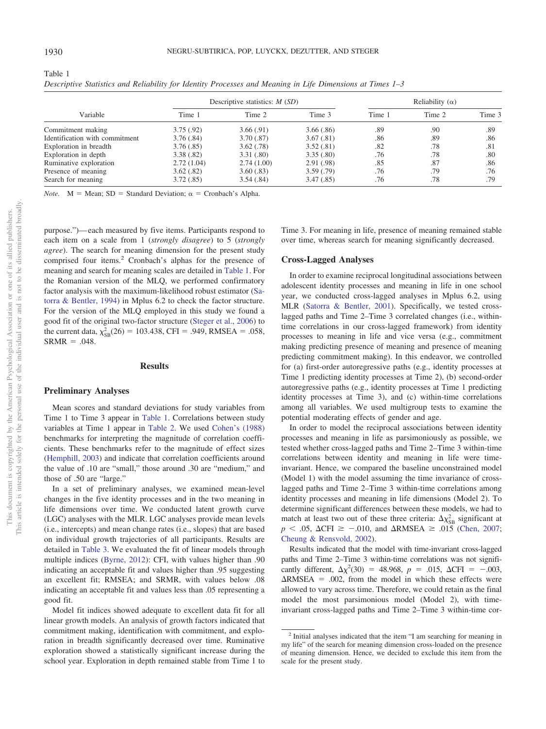Table 1
*Descriptive Statistics and Reliability for Identity Processes and Meaning in Life Dimensions at Times 1–3*

| Variable | Descriptive statistics: *M* (*SD*) | | | Reliability (α) | | |
|---|---|---|---|---|---|---|
| | Time 1 | Time 2 | Time 3 | Time 1 | Time 2 | Time 3 |
| Commitment making | 3.75 (.92) | 3.66 (.91) | 3.66 (.86) | .89 | .90 | .89 |
| Identification with commitment | 3.76 (.84) | 3.70 (.87) | 3.67 (.81) | .86 | .89 | .86 |
| Exploration in breadth | 3.76 (.85) | 3.62 (.78) | 3.52 (.81) | .82 | .78 | .81 |
| Exploration in depth | 3.38 (.82) | 3.31 (.80) | 3.35 (.80) | .76 | .78 | .80 |
| Ruminative exploration | 2.72 (1.04) | 2.74 (1.00) | 2.91 (.98) | .85 | .87 | .86 |
| Presence of meaning | 3.62 (.82) | 3.60 (.83) | 3.59 (.79) | .76 | .79 | .76 |
| Search for meaning | 3.72 (.85) | 3.54 (.84) | 3.47 (.85) | .76 | .78 | .79 |

*Note.* M = Mean; SD = Standard Deviation; α = Cronbach's Alpha.

purpose.")—each measured by five items. Participants respond to each item on a scale from 1 (*strongly disagree*) to 5 (*strongly agree*). The search for meaning dimension for the present study comprised four items.[2] Cronbach's alphas for the presence of meaning and search for meaning scales are detailed in Table 1. For the Romanian version of the MLQ, we performed confirmatory factor analysis with the maximum-likelihood robust estimator (Satorra & Bentler, 1994) in Mplus 6.2 to check the factor structure. For the version of the MLQ employed in this study we found a good fit of the original two-factor structure (Steger et al., 2006) to the current data, $\chi^2_{SB}(26) = 103.438$, CFI = .949, RMSEA = .058, SRMR = .048.

## Results

### Preliminary Analyses

Mean scores and standard deviations for study variables from Time 1 to Time 3 appear in Table 1. Correlations between study variables at Time 1 appear in Table 2. We used Cohen's (1988) benchmarks for interpreting the magnitude of correlation coefficients. These benchmarks refer to the magnitude of effect sizes (Hemphill, 2003) and indicate that correlation coefficients around the value of .10 are "small," those around .30 are "medium," and those of .50 are "large."

In a set of preliminary analyses, we examined mean-level changes in the five identity processes and in the two meaning in life dimensions over time. We conducted latent growth curve (LGC) analyses with the MLR. LGC analyses provide mean levels (i.e., intercepts) and mean change rates (i.e., slopes) that are based on individual growth trajectories of all participants. Results are detailed in Table 3. We evaluated the fit of linear models through multiple indices (Byrne, 2012): CFI, with values higher than .90 indicating an acceptable fit and values higher than .95 suggesting an excellent fit; RMSEA; and SRMR, with values below .08 indicating an acceptable fit and values less than .05 representing a good fit.

Model fit indices showed adequate to excellent data fit for all linear growth models. An analysis of growth factors indicated that commitment making, identification with commitment, and exploration in breadth significantly decreased over time. Ruminative exploration showed a statistically significant increase during the school year. Exploration in depth remained stable from Time 1 to Time 3. For meaning in life, presence of meaning remained stable over time, whereas search for meaning significantly decreased.

### Cross-Lagged Analyses

In order to examine reciprocal longitudinal associations between adolescent identity processes and meaning in life in one school year, we conducted cross-lagged analyses in Mplus 6.2, using MLR (Satorra & Bentler, 2001). Specifically, we tested cross-lagged paths and Time 2–Time 3 correlated changes (i.e., within-time correlations in our cross-lagged framework) from identity processes to meaning in life and vice versa (e.g., commitment making predicting presence of meaning and presence of meaning predicting commitment making). In this endeavor, we controlled for (a) first-order autoregressive paths (e.g., identity processes at Time 1 predicting identity processes at Time 2), (b) second-order autoregressive paths (e.g., identity processes at Time 1 predicting identity processes at Time 3), and (c) within-time correlations among all variables. We used multigroup tests to examine the potential moderating effects of gender and age.

In order to model the reciprocal associations between identity processes and meaning in life as parsimoniously as possible, we tested whether cross-lagged paths and Time 2–Time 3 within-time correlations between identity and meaning in life were time-invariant. Hence, we compared the baseline unconstrained model (Model 1) with the model assuming the time invariance of cross-lagged paths and Time 2–Time 3 within-time correlations among identity processes and meaning in life dimensions (Model 2). To determine significant differences between these models, we had to match at least two out of these three criteria: $\Delta\chi^2_{SB}$ significant at $p < .05$, $\Delta$CFI $\geq -.010$, and $\Delta$RMSEA $\geq .015$ (Chen, 2007; Cheung & Rensvold, 2002).

Results indicated that the model with time-invariant cross-lagged paths and Time 2–Time 3 within-time correlations was not significantly different, $\Delta\chi^2(30) = 48.968$, $p = .015$, $\Delta$CFI $= -.003$, $\Delta$RMSEA $= .002$, from the model in which these effects were allowed to vary across time. Therefore, we could retain as the final model the most parsimonious model (Model 2), with time-invariant cross-lagged paths and Time 2–Time 3 within-time cor-

[2] Initial analyses indicated that the item "I am searching for meaning in my life" of the search for meaning dimension cross-loaded on the presence of meaning dimension. Hence, we decided to exclude this item from the scale for the present study.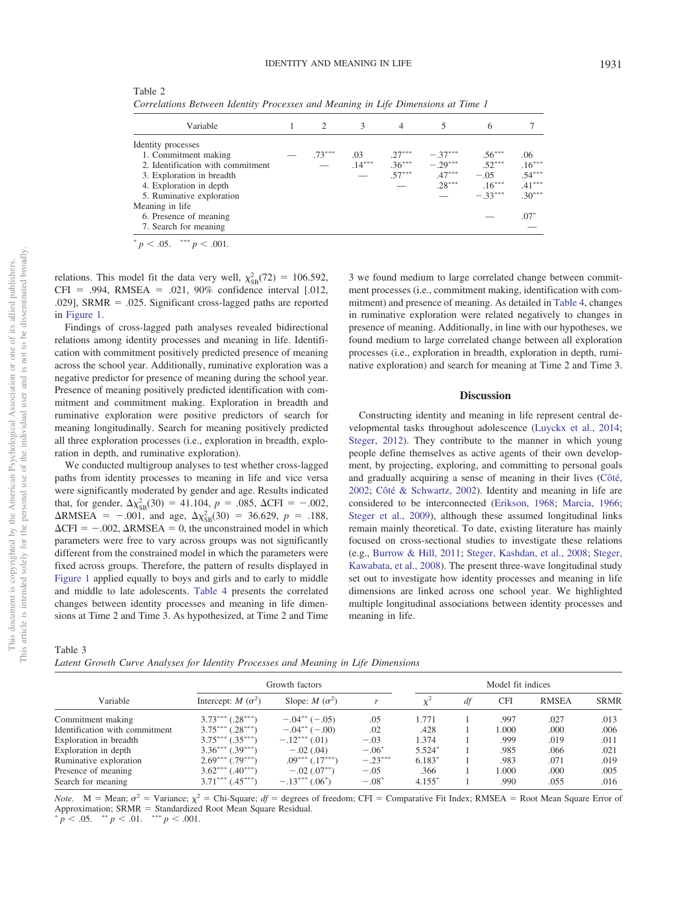Table 2
*Correlations Between Identity Processes and Meaning in Life Dimensions at Time 1*

| Variable | 1 | 2 | 3 | 4 | 5 | 6 | 7 |
|---|---|---|---|---|---|---|---|
| Identity processes | | | | | | | |
| 1. Commitment making | — | $.73^{***}$ | .03 | $.27^{***}$ | $-.37^{***}$ | $.56^{***}$ | .06 |
| 2. Identification with commitment | | — | $.14^{***}$ | $.36^{***}$ | $-.29^{***}$ | $.52^{***}$ | $.16^{***}$ |
| 3. Exploration in breadth | | | — | $.57^{***}$ | $.47^{***}$ | $-.05$ | $.54^{***}$ |
| 4. Exploration in depth | | | | — | $.28^{***}$ | $.16^{***}$ | $.41^{***}$ |
| 5. Ruminative exploration | | | | | — | $-.33^{***}$ | $.30^{***}$ |
| Meaning in life | | | | | | | |
| 6. Presence of meaning | | | | | | — | $.07^{*}$ |
| 7. Search for meaning | | | | | | | — |

$^{*}$ $p < .05$. $^{***}$ $p < .001$.

relations. This model fit the data very well, $\chi^2_{SB}(72) = 106.592$, CFI = .994, RMSEA = .021, 90% confidence interval [.012, .029], SRMR = .025. Significant cross-lagged paths are reported in Figure 1.

Findings of cross-lagged path analyses revealed bidirectional relations among identity processes and meaning in life. Identification with commitment positively predicted presence of meaning across the school year. Additionally, ruminative exploration was a negative predictor for presence of meaning during the school year. Presence of meaning positively predicted identification with commitment and commitment making. Exploration in breadth and ruminative exploration were positive predictors of search for meaning longitudinally. Search for meaning positively predicted all three exploration processes (i.e., exploration in breadth, exploration in depth, and ruminative exploration).

We conducted multigroup analyses to test whether cross-lagged paths from identity processes to meaning in life and vice versa were significantly moderated by gender and age. Results indicated that, for gender, $\Delta\chi^2_{SB}(30) = 41.104$, $p = .085$, $\Delta$CFI $= -.002$, $\Delta$RMSEA $= -.001$, and age, $\Delta\chi^2_{SB}(30) = 36.629$, $p = .188$, $\Delta$CFI $= -.002$, $\Delta$RMSEA $= 0$, the unconstrained model in which parameters were free to vary across groups was not significantly different from the constrained model in which the parameters were fixed across groups. Therefore, the pattern of results displayed in Figure 1 applied equally to boys and girls and to early to middle and middle to late adolescents. Table 4 presents the correlated changes between identity processes and meaning in life dimensions at Time 2 and Time 3. As hypothesized, at Time 2 and Time 3 we found medium to large correlated change between commitment processes (i.e., commitment making, identification with commitment) and presence of meaning. As detailed in Table 4, changes in ruminative exploration were related negatively to changes in presence of meaning. Additionally, in line with our hypotheses, we found medium to large correlated change between all exploration processes (i.e., exploration in breadth, exploration in depth, ruminative exploration) and search for meaning at Time 2 and Time 3.

## Discussion

Constructing identity and meaning in life represent central developmental tasks throughout adolescence (Luyckx et al., 2014; Steger, 2012). They contribute to the manner in which young people define themselves as active agents of their own development, by projecting, exploring, and committing to personal goals and gradually acquiring a sense of meaning in their lives (Côté, 2002; Côté & Schwartz, 2002). Identity and meaning in life are considered to be interconnected (Erikson, 1968; Marcia, 1966; Steger et al., 2009), although these assumed longitudinal links remain mainly theoretical. To date, existing literature has mainly focused on cross-sectional studies to investigate these relations (e.g., Burrow & Hill, 2011; Steger, Kashdan, et al., 2008; Steger, Kawabata, et al., 2008). The present three-wave longitudinal study set out to investigate how identity processes and meaning in life dimensions are linked across one school year. We highlighted multiple longitudinal associations between identity processes and meaning in life.

Table 3
*Latent Growth Curve Analyses for Identity Processes and Meaning in Life Dimensions*

| Variable | Growth factors | | | Model fit indices | | | | |
|---|---|---|---|---|---|---|---|---|
| | Intercept: $M$ ($\sigma^2$) | Slope: $M$ ($\sigma^2$) | $r$ | $\chi^2$ | $df$ | CFI | RMSEA | SRMR |
| Commitment making | $3.73^{***}$ ($.28^{***}$) | $-.04^{**}$ ($-.05$) | .05 | 1.771 | 1 | .997 | .027 | .013 |
| Identification with commitment | $3.75^{***}$ ($.28^{***}$) | $-.04^{**}$ ($-.00$) | .02 | .428 | 1 | 1.000 | .000 | .006 |
| Exploration in breadth | $3.75^{***}$ ($.35^{***}$) | $-.12^{***}$ (.01) | $-.03$ | 1.374 | 1 | .999 | .019 | .011 |
| Exploration in depth | $3.36^{***}$ ($.39^{***}$) | $-.02$ (.04) | $-.06^{*}$ | $5.524^{*}$ | 1 | .985 | .066 | .021 |
| Ruminative exploration | $2.69^{***}$ ($.79^{***}$) | $.09^{***}$ ($.17^{***}$) | $-.23^{***}$ | $6.183^{*}$ | 1 | .983 | .071 | .019 |
| Presence of meaning | $3.62^{***}$ ($.40^{***}$) | $-.02$ ($.07^{**}$) | $-.05$ | .366 | 1 | 1.000 | .000 | .005 |
| Search for meaning | $3.71^{***}$ ($.45^{***}$) | $-.13^{***}$ ($.06^{*}$) | $-.08^{*}$ | $4.155^{*}$ | 1 | .990 | .055 | .016 |

*Note.* M = Mean; $\sigma^2$ = Variance; $\chi^2$ = Chi-Square; $df$ = degrees of freedom; CFI = Comparative Fit Index; RMSEA = Root Mean Square Error of Approximation; SRMR = Standardized Root Mean Square Residual.
$^{*}$ $p < .05$. $^{**}$ $p < .01$. $^{***}$ $p < .001$.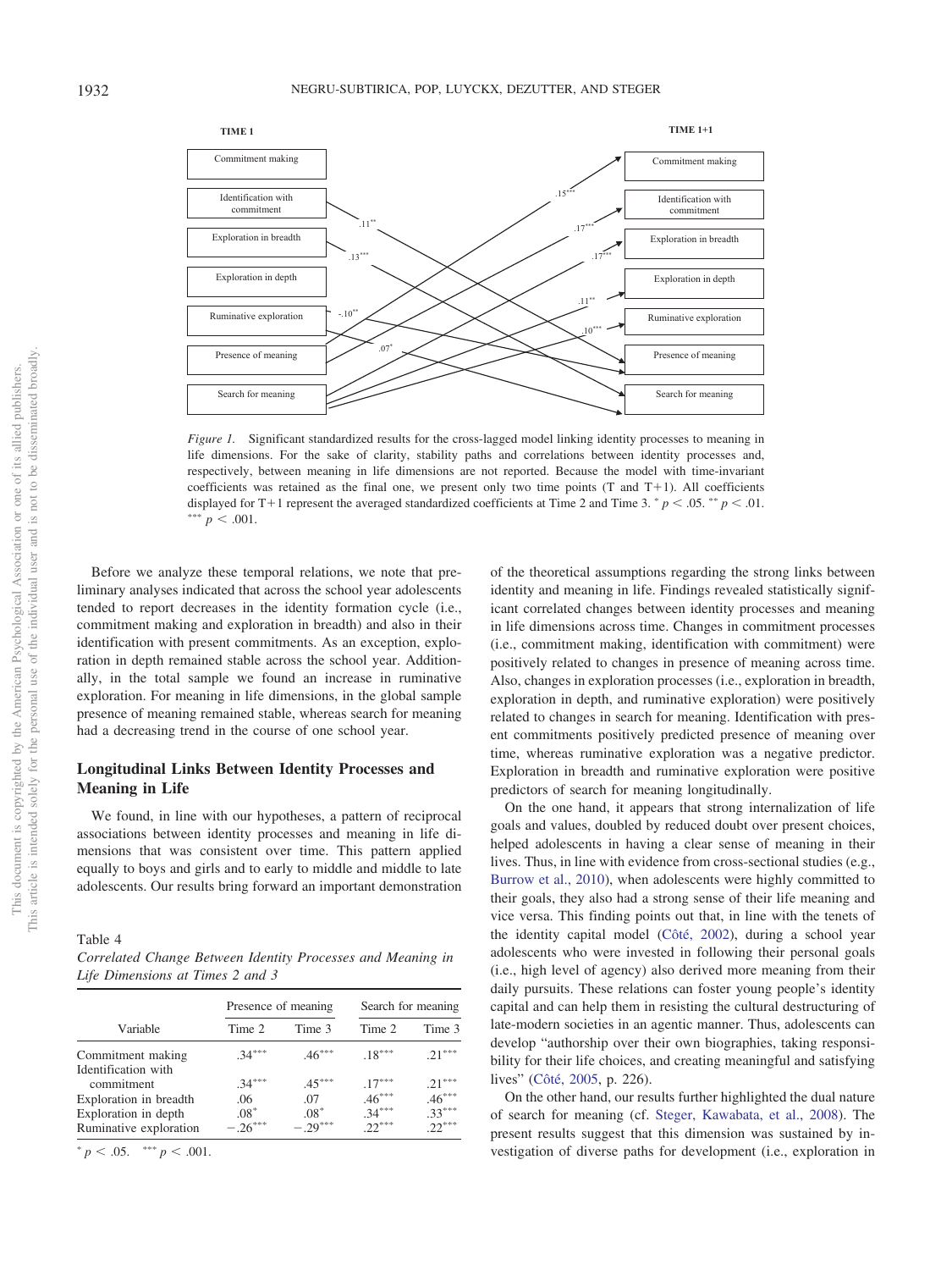TIME 1

TIME 1+1

Commitment making

Identification with commitment

Exploration in breadth

Exploration in depth

Ruminative exploration

Presence of meaning

Search for meaning

.11**

.13***

-.10**

.07*

.15***

.17***

.17***

.11**

.10***

*Figure 1.* Significant standardized results for the cross-lagged model linking identity processes to meaning in life dimensions. For the sake of clarity, stability paths and correlations between identity processes and, respectively, between meaning in life dimensions are not reported. Because the model with time-invariant coefficients was retained as the final one, we present only two time points (T and T+1). All coefficients displayed for T+1 represent the averaged standardized coefficients at Time 2 and Time 3. * $p < .05$. ** $p < .01$. *** $p < .001$.

Before we analyze these temporal relations, we note that preliminary analyses indicated that across the school year adolescents tended to report decreases in the identity formation cycle (i.e., commitment making and exploration in breadth) and also in their identification with present commitments. As an exception, exploration in depth remained stable across the school year. Additionally, in the total sample we found an increase in ruminative exploration. For meaning in life dimensions, in the global sample presence of meaning remained stable, whereas search for meaning had a decreasing trend in the course of one school year.

## Longitudinal Links Between Identity Processes and Meaning in Life

We found, in line with our hypotheses, a pattern of reciprocal associations between identity processes and meaning in life dimensions that was consistent over time. This pattern applied equally to boys and girls and to early to middle and middle to late adolescents. Our results bring forward an important demonstration

Table 4
*Correlated Change Between Identity Processes and Meaning in Life Dimensions at Times 2 and 3*

| Variable | Presence of meaning | | Search for meaning | |
|---|---|---|---|---|
| | Time 2 | Time 3 | Time 2 | Time 3 |
| Commitment making | .34*** | .46*** | .18*** | .21*** |
| Identification with commitment | .34*** | .45*** | .17*** | .21*** |
| Exploration in breadth | .06 | .07 | .46*** | .46*** |
| Exploration in depth | .08* | .08* | .34*** | .33*** |
| Ruminative exploration | −.26*** | −.29*** | .22*** | .22*** |

* $p < .05$. *** $p < .001$.

of the theoretical assumptions regarding the strong links between identity and meaning in life. Findings revealed statistically significant correlated changes between identity processes and meaning in life dimensions across time. Changes in commitment processes (i.e., commitment making, identification with commitment) were positively related to changes in presence of meaning across time. Also, changes in exploration processes (i.e., exploration in breadth, exploration in depth, and ruminative exploration) were positively related to changes in search for meaning. Identification with present commitments positively predicted presence of meaning over time, whereas ruminative exploration was a negative predictor. Exploration in breadth and ruminative exploration were positive predictors of search for meaning longitudinally.

On the one hand, it appears that strong internalization of life goals and values, doubled by reduced doubt over present choices, helped adolescents in having a clear sense of meaning in their lives. Thus, in line with evidence from cross-sectional studies (e.g., Burrow et al., 2010), when adolescents were highly committed to their goals, they also had a strong sense of their life meaning and vice versa. This finding points out that, in line with the tenets of the identity capital model (Côté, 2002), during a school year adolescents who were invested in following their personal goals (i.e., high level of agency) also derived more meaning from their daily pursuits. These relations can foster young people's identity capital and can help them in resisting the cultural destructuring of late-modern societies in an agentic manner. Thus, adolescents can develop "authorship over their own biographies, taking responsibility for their life choices, and creating meaningful and satisfying lives" (Côté, 2005, p. 226).

On the other hand, our results further highlighted the dual nature of search for meaning (cf. Steger, Kawabata, et al., 2008). The present results suggest that this dimension was sustained by investigation of diverse paths for development (i.e., exploration in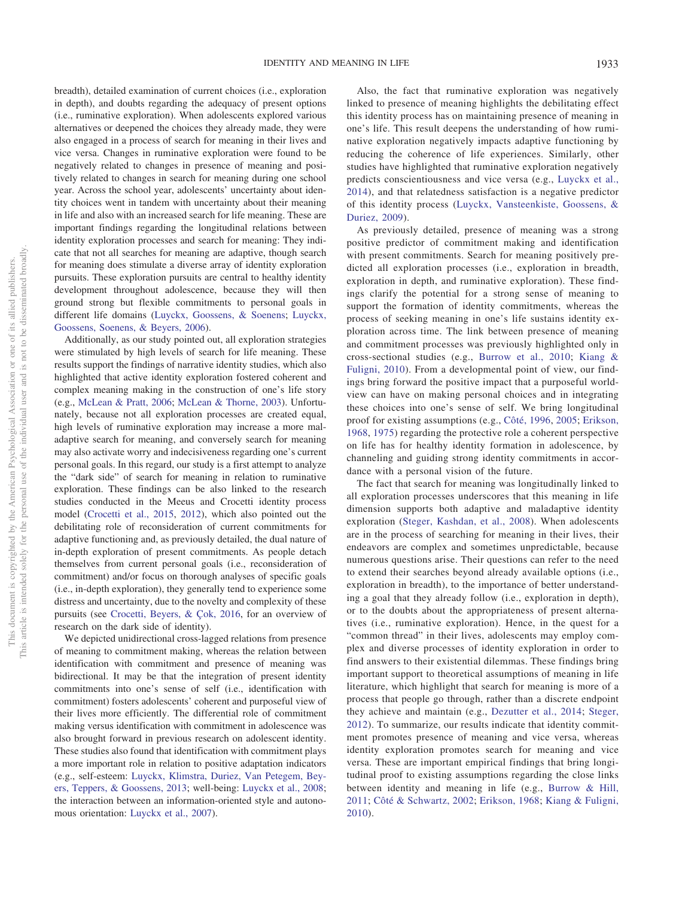breadth), detailed examination of current choices (i.e., exploration in depth), and doubts regarding the adequacy of present options (i.e., ruminative exploration). When adolescents explored various alternatives or deepened the choices they already made, they were also engaged in a process of search for meaning in their lives and vice versa. Changes in ruminative exploration were found to be negatively related to changes in presence of meaning and positively related to changes in search for meaning during one school year. Across the school year, adolescents' uncertainty about identity choices went in tandem with uncertainty about their meaning in life and also with an increased search for life meaning. These are important findings regarding the longitudinal relations between identity exploration processes and search for meaning: They indicate that not all searches for meaning are adaptive, though search for meaning does stimulate a diverse array of identity exploration pursuits. These exploration pursuits are central to healthy identity development throughout adolescence, because they will then ground strong but flexible commitments to personal goals in different life domains (Luyckx, Goossens, & Soenens; Luyckx, Goossens, Soenens, & Beyers, 2006).

Additionally, as our study pointed out, all exploration strategies were stimulated by high levels of search for life meaning. These results support the findings of narrative identity studies, which also highlighted that active identity exploration fostered coherent and complex meaning making in the construction of one's life story (e.g., McLean & Pratt, 2006; McLean & Thorne, 2003). Unfortunately, because not all exploration processes are created equal, high levels of ruminative exploration may increase a more maladaptive search for meaning, and conversely search for meaning may also activate worry and indecisiveness regarding one's current personal goals. In this regard, our study is a first attempt to analyze the "dark side" of search for meaning in relation to ruminative exploration. These findings can be also linked to the research studies conducted in the Meeus and Crocetti identity process model (Crocetti et al., 2015, 2012), which also pointed out the debilitating role of reconsideration of current commitments for adaptive functioning and, as previously detailed, the dual nature of in-depth exploration of present commitments. As people detach themselves from current personal goals (i.e., reconsideration of commitment) and/or focus on thorough analyses of specific goals (i.e., in-depth exploration), they generally tend to experience some distress and uncertainty, due to the novelty and complexity of these pursuits (see Crocetti, Beyers, & Çok, 2016, for an overview of research on the dark side of identity).

We depicted unidirectional cross-lagged relations from presence of meaning to commitment making, whereas the relation between identification with commitment and presence of meaning was bidirectional. It may be that the integration of present identity commitments into one's sense of self (i.e., identification with commitment) fosters adolescents' coherent and purposeful view of their lives more efficiently. The differential role of commitment making versus identification with commitment in adolescence was also brought forward in previous research on adolescent identity. These studies also found that identification with commitment plays a more important role in relation to positive adaptation indicators (e.g., self-esteem: Luyckx, Klimstra, Duriez, Van Petegem, Beyers, Teppers, & Goossens, 2013; well-being: Luyckx et al., 2008; the interaction between an information-oriented style and autonomous orientation: Luyckx et al., 2007).

Also, the fact that ruminative exploration was negatively linked to presence of meaning highlights the debilitating effect this identity process has on maintaining presence of meaning in one's life. This result deepens the understanding of how ruminative exploration negatively impacts adaptive functioning by reducing the coherence of life experiences. Similarly, other studies have highlighted that ruminative exploration negatively predicts conscientiousness and vice versa (e.g., Luyckx et al., 2014), and that relatedness satisfaction is a negative predictor of this identity process (Luyckx, Vansteenkiste, Goossens, & Duriez, 2009).

As previously detailed, presence of meaning was a strong positive predictor of commitment making and identification with present commitments. Search for meaning positively predicted all exploration processes (i.e., exploration in breadth, exploration in depth, and ruminative exploration). These findings clarify the potential for a strong sense of meaning to support the formation of identity commitments, whereas the process of seeking meaning in one's life sustains identity exploration across time. The link between presence of meaning and commitment processes was previously highlighted only in cross-sectional studies (e.g., Burrow et al., 2010; Kiang & Fuligni, 2010). From a developmental point of view, our findings bring forward the positive impact that a purposeful worldview can have on making personal choices and in integrating these choices into one's sense of self. We bring longitudinal proof for existing assumptions (e.g., Côté, 1996, 2005; Erikson, 1968, 1975) regarding the protective role a coherent perspective on life has for healthy identity formation in adolescence, by channeling and guiding strong identity commitments in accordance with a personal vision of the future.

The fact that search for meaning was longitudinally linked to all exploration processes underscores that this meaning in life dimension supports both adaptive and maladaptive identity exploration (Steger, Kashdan, et al., 2008). When adolescents are in the process of searching for meaning in their lives, their endeavors are complex and sometimes unpredictable, because numerous questions arise. Their questions can refer to the need to extend their searches beyond already available options (i.e., exploration in breadth), to the importance of better understanding a goal that they already follow (i.e., exploration in depth), or to the doubts about the appropriateness of present alternatives (i.e., ruminative exploration). Hence, in the quest for a "common thread" in their lives, adolescents may employ complex and diverse processes of identity exploration in order to find answers to their existential dilemmas. These findings bring important support to theoretical assumptions of meaning in life literature, which highlight that search for meaning is more of a process that people go through, rather than a discrete endpoint they achieve and maintain (e.g., Dezutter et al., 2014; Steger, 2012). To summarize, our results indicate that identity commitment promotes presence of meaning and vice versa, whereas identity exploration promotes search for meaning and vice versa. These are important empirical findings that bring longitudinal proof to existing assumptions regarding the close links between identity and meaning in life (e.g., Burrow & Hill, 2011; Côté & Schwartz, 2002; Erikson, 1968; Kiang & Fuligni, 2010).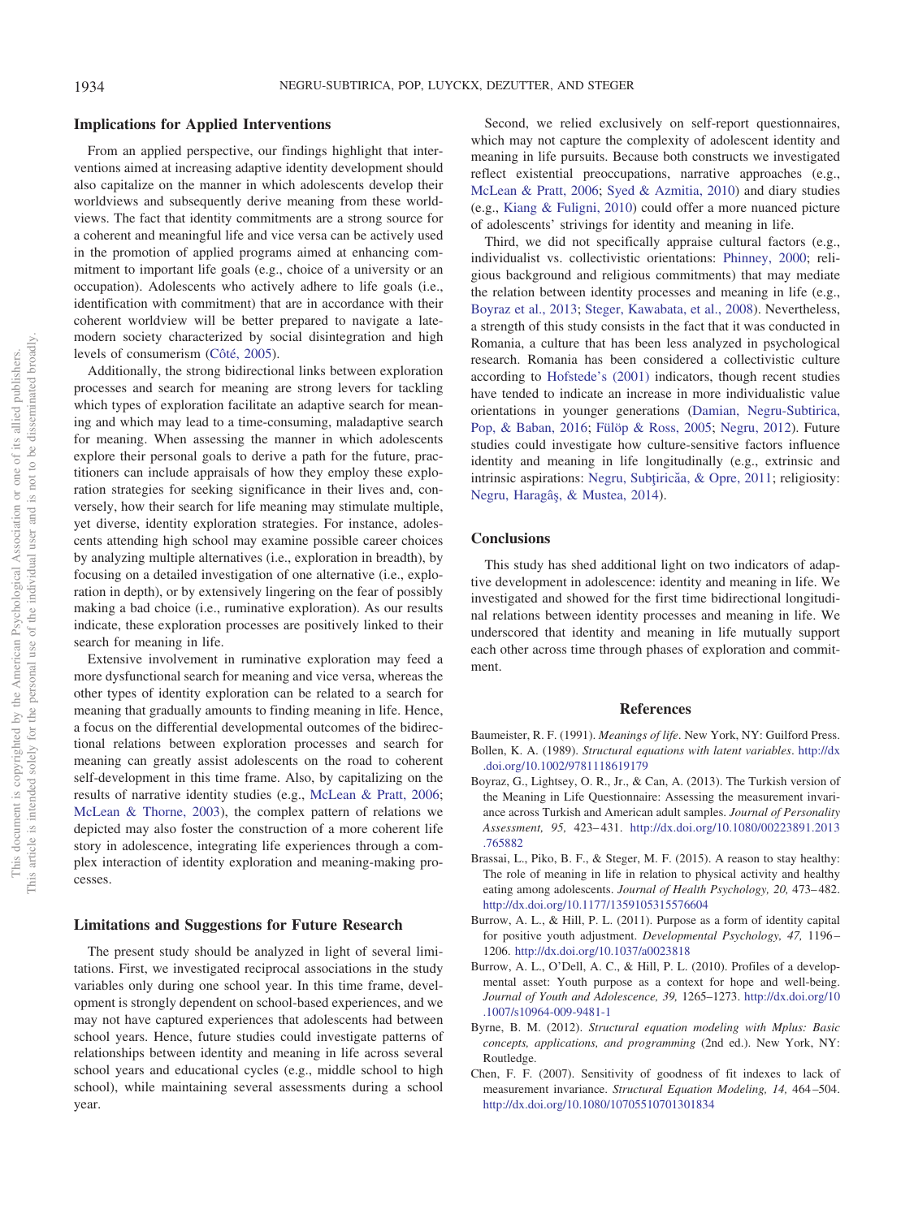## Implications for Applied Interventions

From an applied perspective, our findings highlight that interventions aimed at increasing adaptive identity development should also capitalize on the manner in which adolescents develop their worldviews and subsequently derive meaning from these worldviews. The fact that identity commitments are a strong source for a coherent and meaningful life and vice versa can be actively used in the promotion of applied programs aimed at enhancing commitment to important life goals (e.g., choice of a university or an occupation). Adolescents who actively adhere to life goals (i.e., identification with commitment) that are in accordance with their coherent worldview will be better prepared to navigate a late-modern society characterized by social disintegration and high levels of consumerism (Côté, 2005).

Additionally, the strong bidirectional links between exploration processes and search for meaning are strong levers for tackling which types of exploration facilitate an adaptive search for meaning and which may lead to a time-consuming, maladaptive search for meaning. When assessing the manner in which adolescents explore their personal goals to derive a path for the future, practitioners can include appraisals of how they employ these exploration strategies for seeking significance in their lives and, conversely, how their search for life meaning may stimulate multiple, yet diverse, identity exploration strategies. For instance, adolescents attending high school may examine possible career choices by analyzing multiple alternatives (i.e., exploration in breadth), by focusing on a detailed investigation of one alternative (i.e., exploration in depth), or by extensively lingering on the fear of possibly making a bad choice (i.e., ruminative exploration). As our results indicate, these exploration processes are positively linked to their search for meaning in life.

Extensive involvement in ruminative exploration may feed a more dysfunctional search for meaning and vice versa, whereas the other types of identity exploration can be related to a search for meaning that gradually amounts to finding meaning in life. Hence, a focus on the differential developmental outcomes of the bidirectional relations between exploration processes and search for meaning can greatly assist adolescents on the road to coherent self-development in this time frame. Also, by capitalizing on the results of narrative identity studies (e.g., McLean & Pratt, 2006; McLean & Thorne, 2003), the complex pattern of relations we depicted may also foster the construction of a more coherent life story in adolescence, integrating life experiences through a complex interaction of identity exploration and meaning-making processes.

## Limitations and Suggestions for Future Research

The present study should be analyzed in light of several limitations. First, we investigated reciprocal associations in the study variables only during one school year. In this time frame, development is strongly dependent on school-based experiences, and we may not have captured experiences that adolescents had between school years. Hence, future studies could investigate patterns of relationships between identity and meaning in life across several school years and educational cycles (e.g., middle school to high school), while maintaining several assessments during a school year.

Second, we relied exclusively on self-report questionnaires, which may not capture the complexity of adolescent identity and meaning in life pursuits. Because both constructs we investigated reflect existential preoccupations, narrative approaches (e.g., McLean & Pratt, 2006; Syed & Azmitia, 2010) and diary studies (e.g., Kiang & Fuligni, 2010) could offer a more nuanced picture of adolescents' strivings for identity and meaning in life.

Third, we did not specifically appraise cultural factors (e.g., individualist vs. collectivistic orientations: Phinney, 2000; religious background and religious commitments) that may mediate the relation between identity processes and meaning in life (e.g., Boyraz et al., 2013; Steger, Kawabata, et al., 2008). Nevertheless, a strength of this study consists in the fact that it was conducted in Romania, a culture that has been less analyzed in psychological research. Romania has been considered a collectivistic culture according to Hofstede's (2001) indicators, though recent studies have tended to indicate an increase in more individualistic value orientations in younger generations (Damian, Negru-Subtirica, Pop, & Baban, 2016; Fülöp & Ross, 2005; Negru, 2012). Future studies could investigate how culture-sensitive factors influence identity and meaning in life longitudinally (e.g., extrinsic and intrinsic aspirations: Negru, Subţirică, & Opre, 2011; religiosity: Negru, Haragâş, & Mustea, 2014).

## Conclusions

This study has shed additional light on two indicators of adaptive development in adolescence: identity and meaning in life. We investigated and showed for the first time bidirectional longitudinal relations between identity processes and meaning in life. We underscored that identity and meaning in life mutually support each other across time through phases of exploration and commitment.

## References

Baumeister, R. F. (1991). *Meanings of life*. New York, NY: Guilford Press.

Bollen, K. A. (1989). *Structural equations with latent variables*. http://dx.doi.org/10.1002/9781118619179

Boyraz, G., Lightsey, O. R., Jr., & Can, A. (2013). The Turkish version of the Meaning in Life Questionnaire: Assessing the measurement invariance across Turkish and American adult samples. *Journal of Personality Assessment, 95,* 423–431. http://dx.doi.org/10.1080/00223891.2013.765882

Brassai, L., Piko, B. F., & Steger, M. F. (2015). A reason to stay healthy: The role of meaning in life in relation to physical activity and healthy eating among adolescents. *Journal of Health Psychology, 20,* 473–482. http://dx.doi.org/10.1177/1359105315576604

Burrow, A. L., & Hill, P. L. (2011). Purpose as a form of identity capital for positive youth adjustment. *Developmental Psychology, 47,* 1196–1206. http://dx.doi.org/10.1037/a0023818

Burrow, A. L., O'Dell, A. C., & Hill, P. L. (2010). Profiles of a developmental asset: Youth purpose as a context for hope and well-being. *Journal of Youth and Adolescence, 39,* 1265–1273. http://dx.doi.org/10.1007/s10964-009-9481-1

Byrne, B. M. (2012). *Structural equation modeling with Mplus: Basic concepts, applications, and programming* (2nd ed.). New York, NY: Routledge.

Chen, F. F. (2007). Sensitivity of goodness of fit indexes to lack of measurement invariance. *Structural Equation Modeling, 14,* 464–504. http://dx.doi.org/10.1080/10705510701301834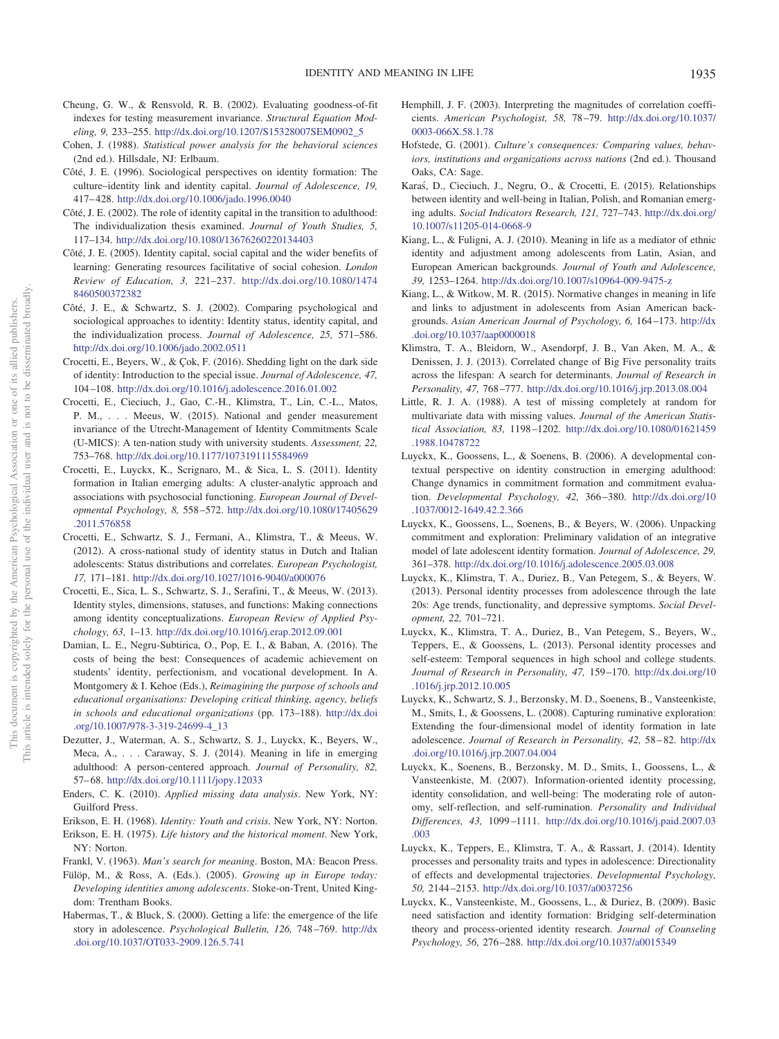Cheung, G. W., & Rensvold, R. B. (2002). Evaluating goodness-of-fit indexes for testing measurement invariance. *Structural Equation Modeling, 9,* 233–255. http://dx.doi.org/10.1207/S15328007SEM0902_5

Cohen, J. (1988). *Statistical power analysis for the behavioral sciences* (2nd ed.). Hillsdale, NJ: Erlbaum.

Côté, J. E. (1996). Sociological perspectives on identity formation: The culture–identity link and identity capital. *Journal of Adolescence, 19,* 417–428. http://dx.doi.org/10.1006/jado.1996.0040

Côté, J. E. (2002). The role of identity capital in the transition to adulthood: The individualization thesis examined. *Journal of Youth Studies, 5,* 117–134. http://dx.doi.org/10.1080/13676260220134403

Côté, J. E. (2005). Identity capital, social capital and the wider benefits of learning: Generating resources facilitative of social cohesion. *London Review of Education, 3,* 221–237. http://dx.doi.org/10.1080/14748460500372382

Côté, J. E., & Schwartz, S. J. (2002). Comparing psychological and sociological approaches to identity: Identity status, identity capital, and the individualization process. *Journal of Adolescence, 25,* 571–586. http://dx.doi.org/10.1006/jado.2002.0511

Crocetti, E., Beyers, W., & Çok, F. (2016). Shedding light on the dark side of identity: Introduction to the special issue. *Journal of Adolescence, 47,* 104–108. http://dx.doi.org/10.1016/j.adolescence.2016.01.002

Crocetti, E., Cieciuch, J., Gao, C.-H., Klimstra, T., Lin, C.-L., Matos, P. M., . . . Meeus, W. (2015). National and gender measurement invariance of the Utrecht-Management of Identity Commitments Scale (U-MICS): A ten-nation study with university students. *Assessment, 22,* 753–768. http://dx.doi.org/10.1177/1073191115584969

Crocetti, E., Luyckx, K., Scrignaro, M., & Sica, L. S. (2011). Identity formation in Italian emerging adults: A cluster-analytic approach and associations with psychosocial functioning. *European Journal of Developmental Psychology, 8,* 558–572. http://dx.doi.org/10.1080/17405629.2011.576858

Crocetti, E., Schwartz, S. J., Fermani, A., Klimstra, T., & Meeus, W. (2012). A cross-national study of identity status in Dutch and Italian adolescents: Status distributions and correlates. *European Psychologist, 17,* 171–181. http://dx.doi.org/10.1027/1016-9040/a000076

Crocetti, E., Sica, L. S., Schwartz, S. J., Serafini, T., & Meeus, W. (2013). Identity styles, dimensions, statuses, and functions: Making connections among identity conceptualizations. *European Review of Applied Psychology, 63,* 1–13. http://dx.doi.org/10.1016/j.erap.2012.09.001

Damian, L. E., Negru-Subtirica, O., Pop, E. I., & Baban, A. (2016). The costs of being the best: Consequences of academic achievement on students' identity, perfectionism, and vocational development. In A. Montgomery & I. Kehoe (Eds.), *Reimagining the purpose of schools and educational organisations: Developing critical thinking, agency, beliefs in schools and educational organizations* (pp. 173–188). http://dx.doi.org/10.1007/978-3-319-24699-4_13

Dezutter, J., Waterman, A. S., Schwartz, S. J., Luyckx, K., Beyers, W., Meca, A., . . . Caraway, S. J. (2014). Meaning in life in emerging adulthood: A person-centered approach. *Journal of Personality, 82,* 57–68. http://dx.doi.org/10.1111/jopy.12033

Enders, C. K. (2010). *Applied missing data analysis*. New York, NY: Guilford Press.

Erikson, E. H. (1968). *Identity: Youth and crisis*. New York, NY: Norton.

Erikson, E. H. (1975). *Life history and the historical moment*. New York, NY: Norton.

Frankl, V. (1963). *Man's search for meaning*. Boston, MA: Beacon Press.

Fülöp, M., & Ross, A. (Eds.). (2005). *Growing up in Europe today: Developing identities among adolescents*. Stoke-on-Trent, United Kingdom: Trentham Books.

Habermas, T., & Bluck, S. (2000). Getting a life: the emergence of the life story in adolescence. *Psychological Bulletin, 126,* 748–769. http://dx.doi.org/10.1037/OT033-2909.126.5.741

Hemphill, J. F. (2003). Interpreting the magnitudes of correlation coefficients. *American Psychologist, 58,* 78–79. http://dx.doi.org/10.1037/0003-066X.58.1.78

Hofstede, G. (2001). *Culture's consequences: Comparing values, behaviors, institutions and organizations across nations* (2nd ed.). Thousand Oaks, CA: Sage.

Karaś, D., Cieciuch, J., Negru, O., & Crocetti, E. (2015). Relationships between identity and well-being in Italian, Polish, and Romanian emerging adults. *Social Indicators Research, 121,* 727–743. http://dx.doi.org/10.1007/s11205-014-0668-9

Kiang, L., & Fuligni, A. J. (2010). Meaning in life as a mediator of ethnic identity and adjustment among adolescents from Latin, Asian, and European American backgrounds. *Journal of Youth and Adolescence, 39,* 1253–1264. http://dx.doi.org/10.1007/s10964-009-9475-z

Kiang, L., & Witkow, M. R. (2015). Normative changes in meaning in life and links to adjustment in adolescents from Asian American backgrounds. *Asian American Journal of Psychology, 6,* 164–173. http://dx.doi.org/10.1037/aap0000018

Klimstra, T. A., Bleidorn, W., Asendorpf, J. B., Van Aken, M. A., & Denissen, J. J. (2013). Correlated change of Big Five personality traits across the lifespan: A search for determinants. *Journal of Research in Personality, 47,* 768–777. http://dx.doi.org/10.1016/j.jrp.2013.08.004

Little, R. J. A. (1988). A test of missing completely at random for multivariate data with missing values. *Journal of the American Statistical Association, 83,* 1198–1202. http://dx.doi.org/10.1080/01621459.1988.10478722

Luyckx, K., Goossens, L., & Soenens, B. (2006). A developmental contextual perspective on identity construction in emerging adulthood: Change dynamics in commitment formation and commitment evaluation. *Developmental Psychology, 42,* 366–380. http://dx.doi.org/10.1037/0012-1649.42.2.366

Luyckx, K., Goossens, L., Soenens, B., & Beyers, W. (2006). Unpacking commitment and exploration: Preliminary validation of an integrative model of late adolescent identity formation. *Journal of Adolescence, 29,* 361–378. http://dx.doi.org/10.1016/j.adolescence.2005.03.008

Luyckx, K., Klimstra, T. A., Duriez, B., Van Petegem, S., & Beyers, W. (2013). Personal identity processes from adolescence through the late 20s: Age trends, functionality, and depressive symptoms. *Social Development, 22,* 701–721.

Luyckx, K., Klimstra, T. A., Duriez, B., Van Petegem, S., Beyers, W., Teppers, E., & Goossens, L. (2013). Personal identity processes and self-esteem: Temporal sequences in high school and college students. *Journal of Research in Personality, 47,* 159–170. http://dx.doi.org/10.1016/j.jrp.2012.10.005

Luyckx, K., Schwartz, S. J., Berzonsky, M. D., Soenens, B., Vansteenkiste, M., Smits, I., & Goossens, L. (2008). Capturing ruminative exploration: Extending the four-dimensional model of identity formation in late adolescence. *Journal of Research in Personality, 42,* 58–82. http://dx.doi.org/10.1016/j.jrp.2007.04.004

Luyckx, K., Soenens, B., Berzonsky, M. D., Smits, I., Goossens, L., & Vansteenkiste, M. (2007). Information-oriented identity processing, identity consolidation, and well-being: The moderating role of autonomy, self-reflection, and self-rumination. *Personality and Individual Differences, 43,* 1099–1111. http://dx.doi.org/10.1016/j.paid.2007.03.003

Luyckx, K., Teppers, E., Klimstra, T. A., & Rassart, J. (2014). Identity processes and personality traits and types in adolescence: Directionality of effects and developmental trajectories. *Developmental Psychology, 50,* 2144–2153. http://dx.doi.org/10.1037/a0037256

Luyckx, K., Vansteenkiste, M., Goossens, L., & Duriez, B. (2009). Basic need satisfaction and identity formation: Bridging self-determination theory and process-oriented identity research. *Journal of Counseling Psychology, 56,* 276–288. http://dx.doi.org/10.1037/a0015349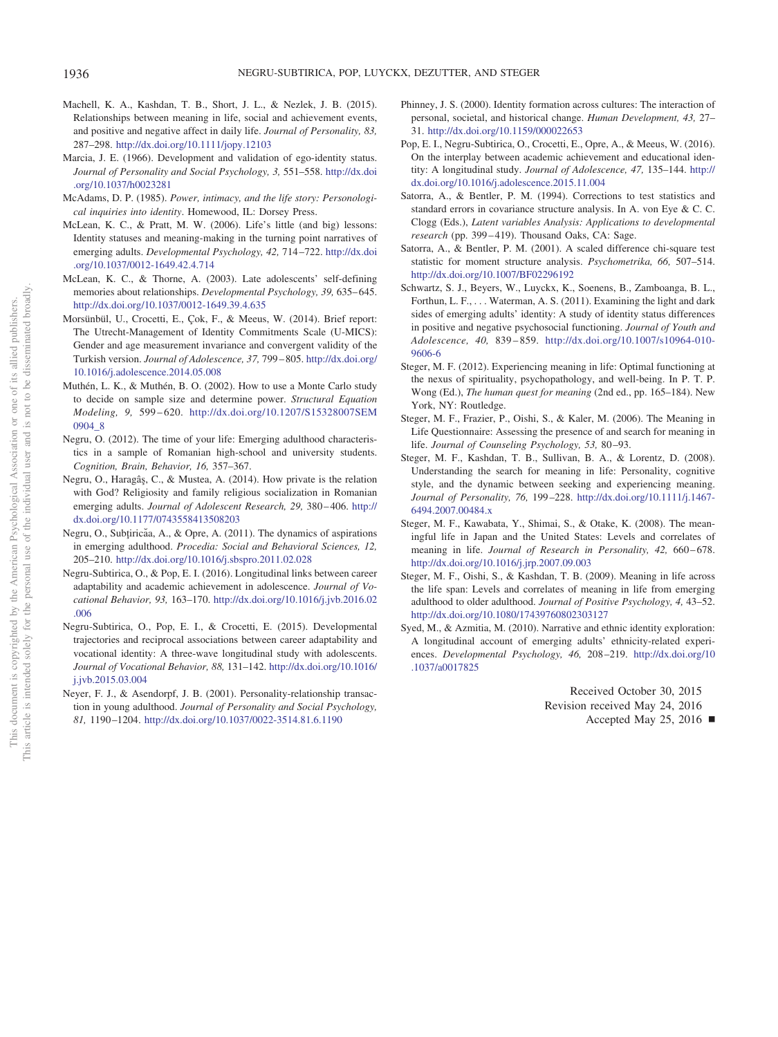Machell, K. A., Kashdan, T. B., Short, J. L., & Nezlek, J. B. (2015). Relationships between meaning in life, social and achievement events, and positive and negative affect in daily life. *Journal of Personality, 83,* 287–298. http://dx.doi.org/10.1111/jopy.12103

Marcia, J. E. (1966). Development and validation of ego-identity status. *Journal of Personality and Social Psychology, 3,* 551–558. http://dx.doi.org/10.1037/h0023281

McAdams, D. P. (1985). *Power, intimacy, and the life story: Personological inquiries into identity*. Homewood, IL: Dorsey Press.

McLean, K. C., & Pratt, M. W. (2006). Life's little (and big) lessons: Identity statuses and meaning-making in the turning point narratives of emerging adults. *Developmental Psychology, 42,* 714–722. http://dx.doi.org/10.1037/0012-1649.42.4.714

McLean, K. C., & Thorne, A. (2003). Late adolescents' self-defining memories about relationships. *Developmental Psychology, 39,* 635–645. http://dx.doi.org/10.1037/0012-1649.39.4.635

Morsünbül, U., Crocetti, E., Çok, F., & Meeus, W. (2014). Brief report: The Utrecht-Management of Identity Commitments Scale (U-MICS): Gender and age measurement invariance and convergent validity of the Turkish version. *Journal of Adolescence, 37,* 799–805. http://dx.doi.org/10.1016/j.adolescence.2014.05.008

Muthén, L. K., & Muthén, B. O. (2002). How to use a Monte Carlo study to decide on sample size and determine power. *Structural Equation Modeling, 9,* 599–620. http://dx.doi.org/10.1207/S15328007SEM0904_8

Negru, O. (2012). The time of your life: Emerging adulthood characteristics in a sample of Romanian high-school and university students. *Cognition, Brain, Behavior, 16,* 357–367.

Negru, O., Haragâş, C., & Mustea, A. (2014). How private is the relation with God? Religiosity and family religious socialization in Romanian emerging adults. *Journal of Adolescent Research, 29,* 380–406. http://dx.doi.org/10.1177/0743558413508203

Negru, O., Subţirică̆a, A., & Opre, A. (2011). The dynamics of aspirations in emerging adulthood. *Procedia: Social and Behavioral Sciences, 12,* 205–210. http://dx.doi.org/10.1016/j.sbspro.2011.02.028

Negru-Subtirica, O., & Pop, E. I. (2016). Longitudinal links between career adaptability and academic achievement in adolescence. *Journal of Vocational Behavior, 93,* 163–170. http://dx.doi.org/10.1016/j.jvb.2016.02.006

Negru-Subtirica, O., Pop, E. I., & Crocetti, E. (2015). Developmental trajectories and reciprocal associations between career adaptability and vocational identity: A three-wave longitudinal study with adolescents. *Journal of Vocational Behavior, 88,* 131–142. http://dx.doi.org/10.1016/j.jvb.2015.03.004

Neyer, F. J., & Asendorpf, J. B. (2001). Personality-relationship transaction in young adulthood. *Journal of Personality and Social Psychology, 81,* 1190–1204. http://dx.doi.org/10.1037/0022-3514.81.6.1190

Phinney, J. S. (2000). Identity formation across cultures: The interaction of personal, societal, and historical change. *Human Development, 43,* 27–31. http://dx.doi.org/10.1159/000022653

Pop, E. I., Negru-Subtirica, O., Crocetti, E., Opre, A., & Meeus, W. (2016). On the interplay between academic achievement and educational identity: A longitudinal study. *Journal of Adolescence, 47,* 135–144. http://dx.doi.org/10.1016/j.adolescence.2015.11.004

Satorra, A., & Bentler, P. M. (1994). Corrections to test statistics and standard errors in covariance structure analysis. In A. von Eye & C. C. Clogg (Eds.), *Latent variables Analysis: Applications to developmental research* (pp. 399–419). Thousand Oaks, CA: Sage.

Satorra, A., & Bentler, P. M. (2001). A scaled difference chi-square test statistic for moment structure analysis. *Psychometrika, 66,* 507–514. http://dx.doi.org/10.1007/BF02296192

Schwartz, S. J., Beyers, W., Luyckx, K., Soenens, B., Zamboanga, B. L., Forthun, L. F., . . . Waterman, A. S. (2011). Examining the light and dark sides of emerging adults' identity: A study of identity status differences in positive and negative psychosocial functioning. *Journal of Youth and Adolescence, 40,* 839–859. http://dx.doi.org/10.1007/s10964-010-9606-6

Steger, M. F. (2012). Experiencing meaning in life: Optimal functioning at the nexus of spirituality, psychopathology, and well-being. In P. T. P. Wong (Ed.), *The human quest for meaning* (2nd ed., pp. 165–184). New York, NY: Routledge.

Steger, M. F., Frazier, P., Oishi, S., & Kaler, M. (2006). The Meaning in Life Questionnaire: Assessing the presence of and search for meaning in life. *Journal of Counseling Psychology, 53,* 80–93.

Steger, M. F., Kashdan, T. B., Sullivan, B. A., & Lorentz, D. (2008). Understanding the search for meaning in life: Personality, cognitive style, and the dynamic between seeking and experiencing meaning. *Journal of Personality, 76,* 199–228. http://dx.doi.org/10.1111/j.1467-6494.2007.00484.x

Steger, M. F., Kawabata, Y., Shimai, S., & Otake, K. (2008). The meaningful life in Japan and the United States: Levels and correlates of meaning in life. *Journal of Research in Personality, 42,* 660–678. http://dx.doi.org/10.1016/j.jrp.2007.09.003

Steger, M. F., Oishi, S., & Kashdan, T. B. (2009). Meaning in life across the life span: Levels and correlates of meaning in life from emerging adulthood to older adulthood. *Journal of Positive Psychology, 4,* 43–52. http://dx.doi.org/10.1080/17439760802303127

Syed, M., & Azmitia, M. (2010). Narrative and ethnic identity exploration: A longitudinal account of emerging adults' ethnicity-related experiences. *Developmental Psychology, 46,* 208–219. http://dx.doi.org/10.1037/a0017825

Received October 30, 2015
Revision received May 24, 2016
Accepted May 25, 2016 ■